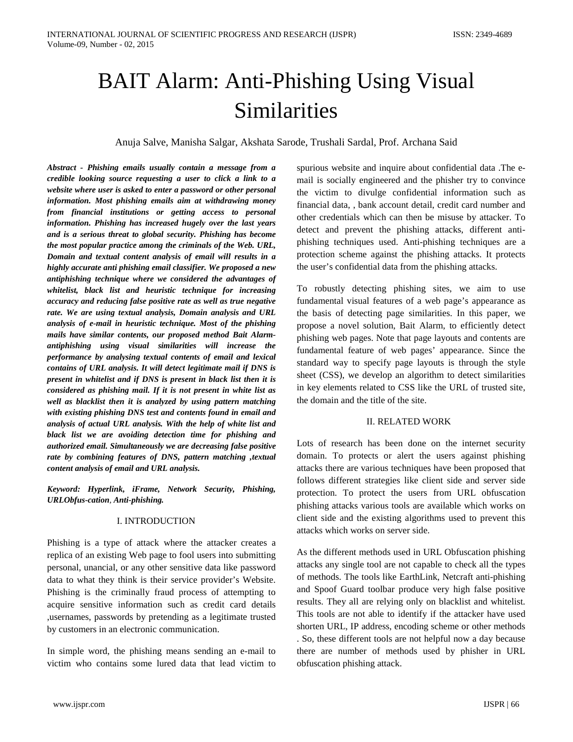# BAIT Alarm: Anti-Phishing Using Visual Similarities

Anuja Salve, Manisha Salgar, Akshata Sarode, Trushali Sardal, Prof. Archana Said

***Abstract** - Phishing emails usually contain a message from a credible looking source requesting a user to click a link to a website where user is asked to enter a password or other personal information. Most phishing emails aim at withdrawing money from financial institutions or getting access to personal information. Phishing has increased hugely over the last years and is a serious threat to global security. Phishing has become the most popular practice among the criminals of the Web. URL, Domain and textual content analysis of email will results in a highly accurate anti phishing email classifier. We proposed a new antiphishing technique where we considered the advantages of whitelist, black list and heuristic technique for increasing accuracy and reducing false positive rate as well as true negative rate. We are using textual analysis, Domain analysis and URL analysis of e-mail in heuristic technique. Most of the phishing mails have similar contents, our proposed method Bait Alarm-antiphishing using visual similarities will increase the performance by analysing textual contents of email and lexical contains of URL analysis. It will detect legitimate mail if DNS is present in whitelist and if DNS is present in black list then it is considered as phishing mail. If it is not present in white list as well as blacklist then it is analyzed by using pattern matching with existing phishing DNS test and contents found in email and analysis of actual URL analysis. With the help of white list and black list we are avoiding detection time for phishing and authorized email. Simultaneously we are decreasing false positive rate by combining features of DNS, pattern matching ,textual content analysis of email and URL analysis.*

***Keyword:** Hyperlink, iFrame, Network Security, Phishing, URLObfus-cation, Anti-phishing.*

## I. INTRODUCTION

Phishing is a type of attack where the attacker creates a replica of an existing Web page to fool users into submitting personal, unancial, or any other sensitive data like password data to what they think is their service provider's Website. Phishing is the criminally fraud process of attempting to acquire sensitive information such as credit card details ,usernames, passwords by pretending as a legitimate trusted by customers in an electronic communication.

In simple word, the phishing means sending an e-mail to victim who contains some lured data that lead victim to spurious website and inquire about confidential data .The e-mail is socially engineered and the phisher try to convince the victim to divulge confidential information such as financial data, , bank account detail, credit card number and other credentials which can then be misuse by attacker. To detect and prevent the phishing attacks, different anti-phishing techniques used. Anti-phishing techniques are a protection scheme against the phishing attacks. It protects the user's confidential data from the phishing attacks.

To robustly detecting phishing sites, we aim to use fundamental visual features of a web page's appearance as the basis of detecting page similarities. In this paper, we propose a novel solution, Bait Alarm, to efficiently detect phishing web pages. Note that page layouts and contents are fundamental feature of web pages' appearance. Since the standard way to specify page layouts is through the style sheet (CSS), we develop an algorithm to detect similarities in key elements related to CSS like the URL of trusted site, the domain and the title of the site.

## II. RELATED WORK

Lots of research has been done on the internet security domain. To protects or alert the users against phishing attacks there are various techniques have been proposed that follows different strategies like client side and server side protection. To protect the users from URL obfuscation phishing attacks various tools are available which works on client side and the existing algorithms used to prevent this attacks which works on server side.

As the different methods used in URL Obfuscation phishing attacks any single tool are not capable to check all the types of methods. The tools like EarthLink, Netcraft anti-phishing and Spoof Guard toolbar produce very high false positive results. They all are relying only on blacklist and whitelist. This tools are not able to identify if the attacker have used shorten URL, IP address, encoding scheme or other methods . So, these different tools are not helpful now a day because there are number of methods used by phisher in URL obfuscation phishing attack.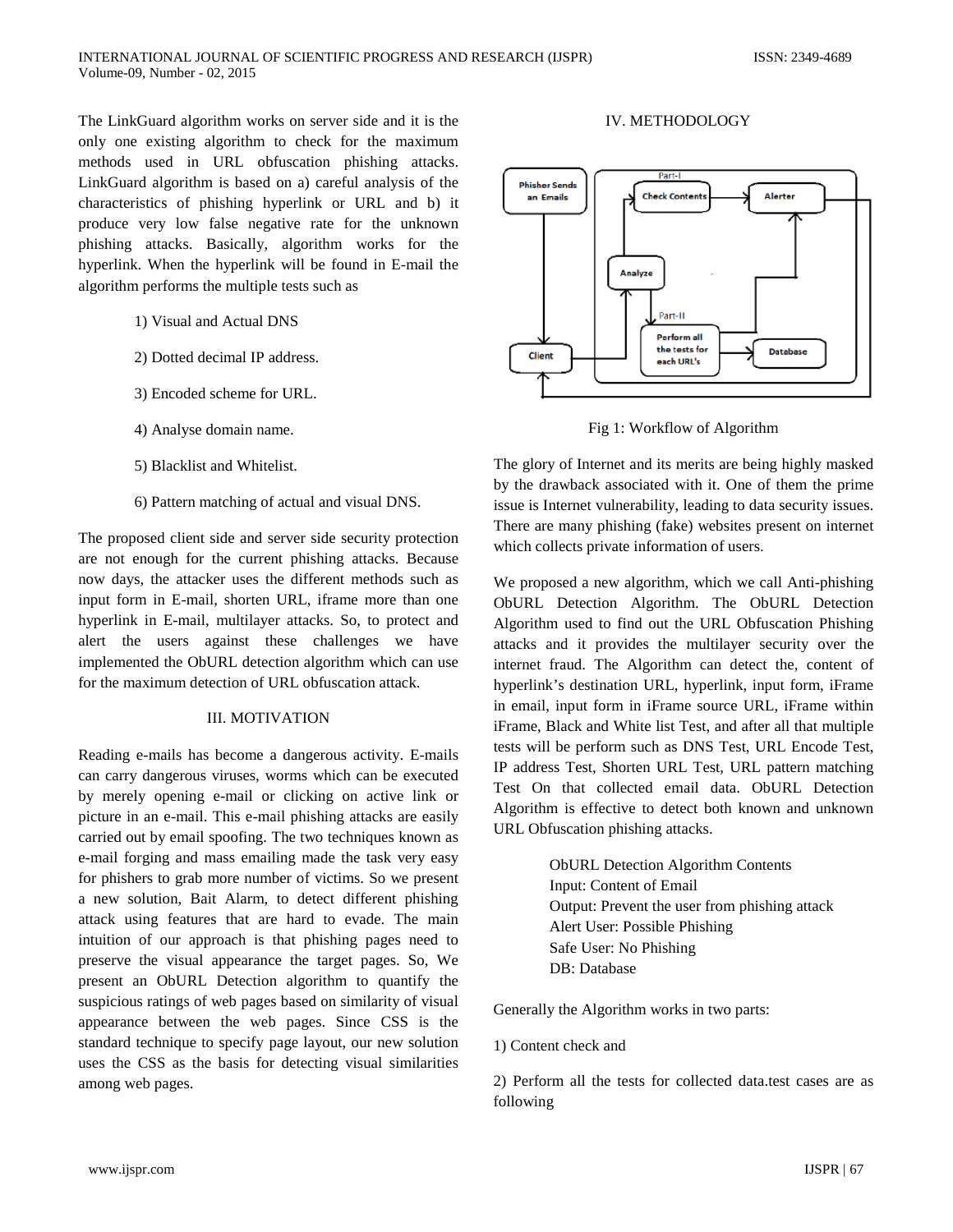The LinkGuard algorithm works on server side and it is the only one existing algorithm to check for the maximum methods used in URL obfuscation phishing attacks. LinkGuard algorithm is based on a) careful analysis of the characteristics of phishing hyperlink or URL and b) it produce very low false negative rate for the unknown phishing attacks. Basically, algorithm works for the hyperlink. When the hyperlink will be found in E-mail the algorithm performs the multiple tests such as

1) Visual and Actual DNS

2) Dotted decimal IP address.

3) Encoded scheme for URL.

4) Analyse domain name.

5) Blacklist and Whitelist.

6) Pattern matching of actual and visual DNS.

The proposed client side and server side security protection are not enough for the current phishing attacks. Because now days, the attacker uses the different methods such as input form in E-mail, shorten URL, iframe more than one hyperlink in E-mail, multilayer attacks. So, to protect and alert the users against these challenges we have implemented the ObURL detection algorithm which can use for the maximum detection of URL obfuscation attack.

## III. MOTIVATION

Reading e-mails has become a dangerous activity. E-mails can carry dangerous viruses, worms which can be executed by merely opening e-mail or clicking on active link or picture in an e-mail. This e-mail phishing attacks are easily carried out by email spoofing. The two techniques known as e-mail forging and mass emailing made the task very easy for phishers to grab more number of victims. So we present a new solution, Bait Alarm, to detect different phishing attack using features that are hard to evade. The main intuition of our approach is that phishing pages need to preserve the visual appearance the target pages. So, We present an ObURL Detection algorithm to quantify the suspicious ratings of web pages based on similarity of visual appearance between the web pages. Since CSS is the standard technique to specify page layout, our new solution uses the CSS as the basis for detecting visual similarities among web pages.

## IV. METHODOLOGY

Fig 1: Workflow of Algorithm

The glory of Internet and its merits are being highly masked by the drawback associated with it. One of them the prime issue is Internet vulnerability, leading to data security issues. There are many phishing (fake) websites present on internet which collects private information of users.

We proposed a new algorithm, which we call Anti-phishing ObURL Detection Algorithm. The ObURL Detection Algorithm used to find out the URL Obfuscation Phishing attacks and it provides the multilayer security over the internet fraud. The Algorithm can detect the, content of hyperlink's destination URL, hyperlink, input form, iFrame in email, input form in iFrame source URL, iFrame within iFrame, Black and White list Test, and after all that multiple tests will be perform such as DNS Test, URL Encode Test, IP address Test, Shorten URL Test, URL pattern matching Test On that collected email data. ObURL Detection Algorithm is effective to detect both known and unknown URL Obfuscation phishing attacks.

ObURL Detection Algorithm Contents
Input: Content of Email
Output: Prevent the user from phishing attack
Alert User: Possible Phishing
Safe User: No Phishing
DB: Database

Generally the Algorithm works in two parts:

1) Content check and

2) Perform all the tests for collected data.test cases are as following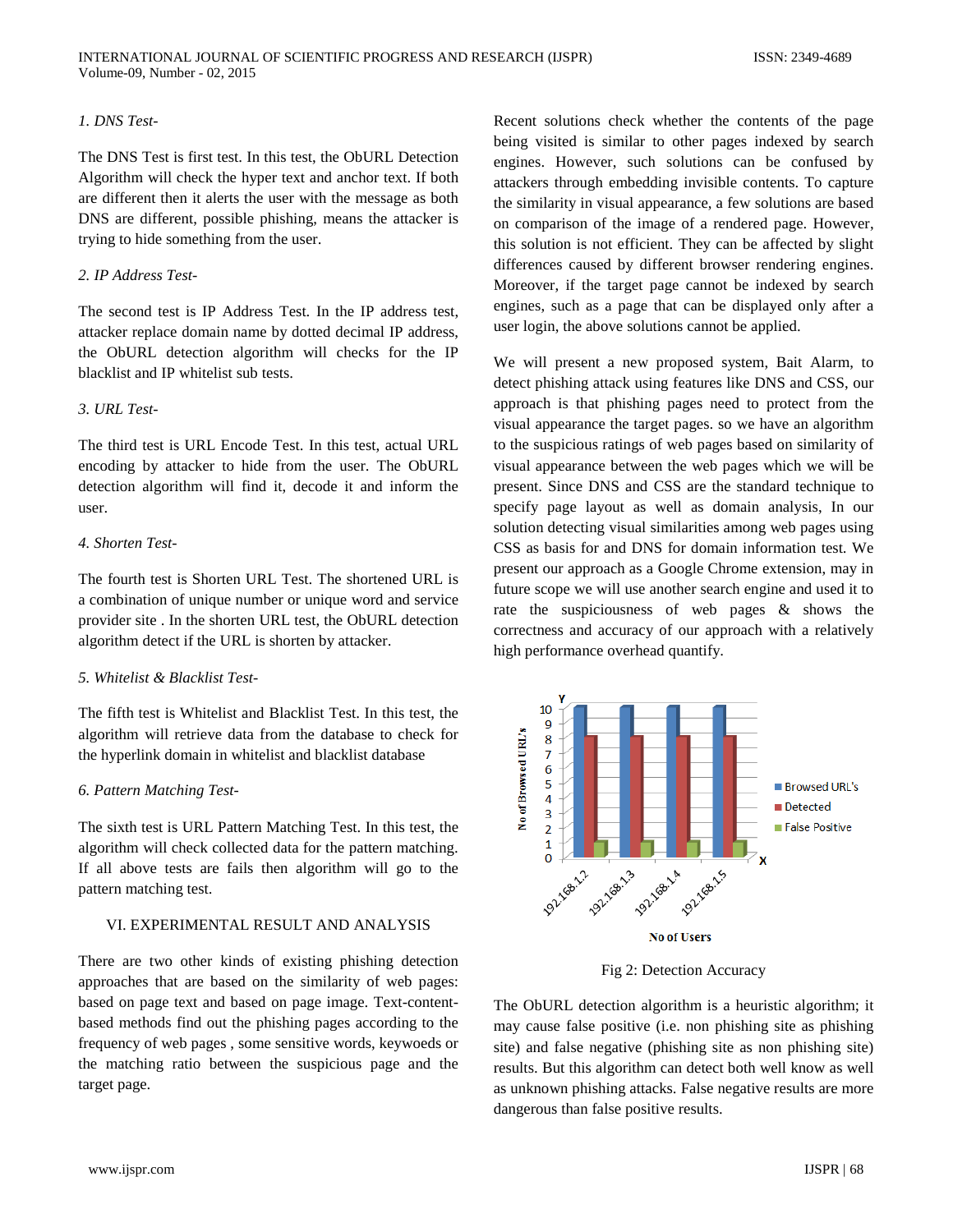*1. DNS Test-*

The DNS Test is first test. In this test, the ObURL Detection Algorithm will check the hyper text and anchor text. If both are different then it alerts the user with the message as both DNS are different, possible phishing, means the attacker is trying to hide something from the user.

*2. IP Address Test-*

The second test is IP Address Test. In the IP address test, attacker replace domain name by dotted decimal IP address, the ObURL detection algorithm will checks for the IP blacklist and IP whitelist sub tests.

*3. URL Test-*

The third test is URL Encode Test. In this test, actual URL encoding by attacker to hide from the user. The ObURL detection algorithm will find it, decode it and inform the user.

*4. Shorten Test-*

The fourth test is Shorten URL Test. The shortened URL is a combination of unique number or unique word and service provider site . In the shorten URL test, the ObURL detection algorithm detect if the URL is shorten by attacker.

*5. Whitelist & Blacklist Test-*

The fifth test is Whitelist and Blacklist Test. In this test, the algorithm will retrieve data from the database to check for the hyperlink domain in whitelist and blacklist database

*6. Pattern Matching Test-*

The sixth test is URL Pattern Matching Test. In this test, the algorithm will check collected data for the pattern matching. If all above tests are fails then algorithm will go to the pattern matching test.

## VI. EXPERIMENTAL RESULT AND ANALYSIS

There are two other kinds of existing phishing detection approaches that are based on the similarity of web pages: based on page text and based on page image. Text-content-based methods find out the phishing pages according to the frequency of web pages , some sensitive words, keywoeds or the matching ratio between the suspicious page and the target page.

Recent solutions check whether the contents of the page being visited is similar to other pages indexed by search engines. However, such solutions can be confused by attackers through embedding invisible contents. To capture the similarity in visual appearance, a few solutions are based on comparison of the image of a rendered page. However, this solution is not efficient. They can be affected by slight differences caused by different browser rendering engines. Moreover, if the target page cannot be indexed by search engines, such as a page that can be displayed only after a user login, the above solutions cannot be applied.

We will present a new proposed system, Bait Alarm, to detect phishing attack using features like DNS and CSS, our approach is that phishing pages need to protect from the visual appearance the target pages. so we have an algorithm to the suspicious ratings of web pages based on similarity of visual appearance between the web pages which we will be present. Since DNS and CSS are the standard technique to specify page layout as well as domain analysis, In our solution detecting visual similarities among web pages using CSS as basis for and DNS for domain information test. We present our approach as a Google Chrome extension, may in future scope we will use another search engine and used it to rate the suspiciousness of web pages & shows the correctness and accuracy of our approach with a relatively high performance overhead quantify.

| No of Users | Browsed URL's | Detected | False Positive |
|---|---|---|---|
| 192.168.1.2 | 10 | 8 | 1 |
| 192.168.1.3 | 10 | 8 | 1 |
| 192.168.1.4 | 10 | 8 | 1 |
| 192.168.1.5 | 10 | 8 | 1 |

Fig 2: Detection Accuracy

The ObURL detection algorithm is a heuristic algorithm; it may cause false positive (i.e. non phishing site as phishing site) and false negative (phishing site as non phishing site) results. But this algorithm can detect both well know as well as unknown phishing attacks. False negative results are more dangerous than false positive results.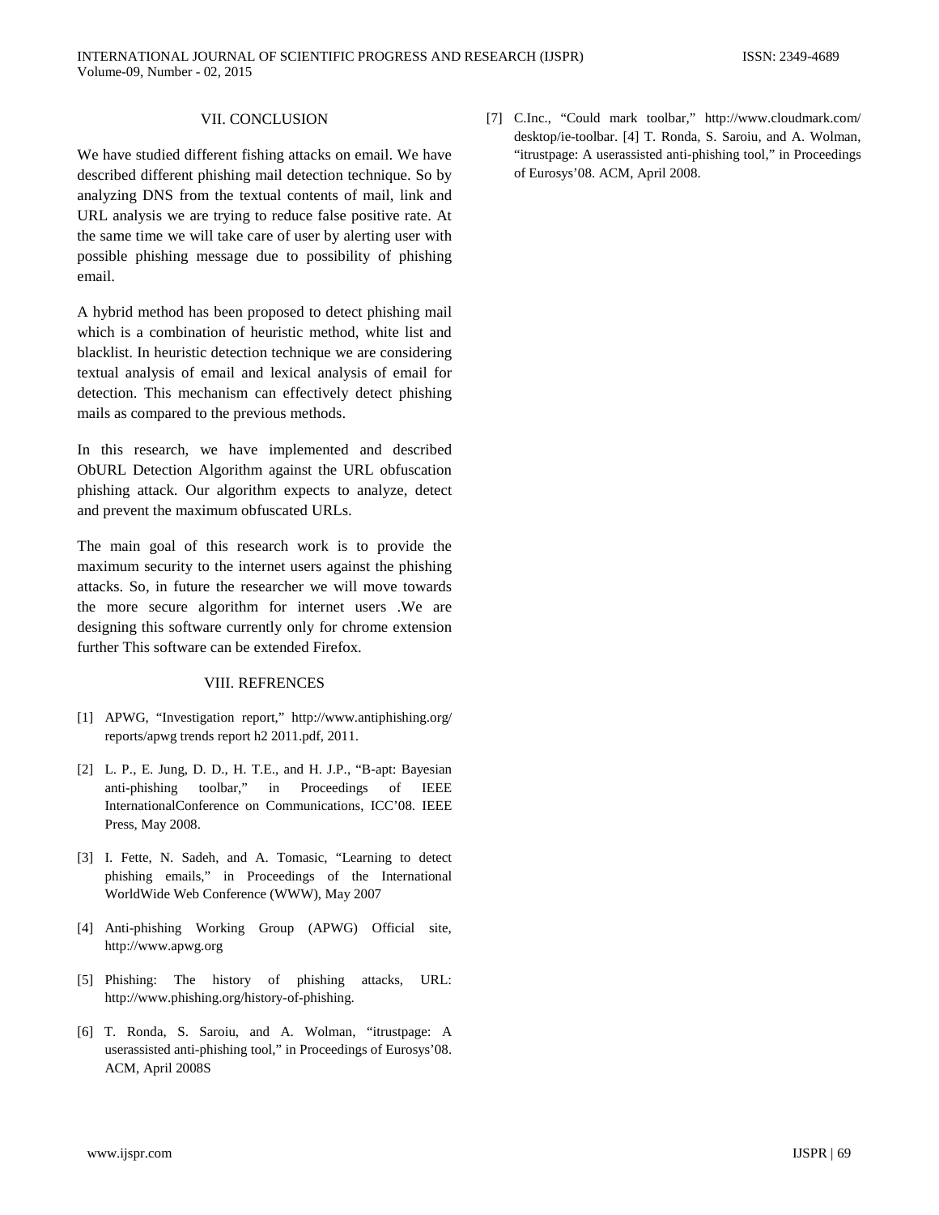## VII. CONCLUSION

We have studied different fishing attacks on email. We have described different phishing mail detection technique. So by analyzing DNS from the textual contents of mail, link and URL analysis we are trying to reduce false positive rate. At the same time we will take care of user by alerting user with possible phishing message due to possibility of phishing email.

A hybrid method has been proposed to detect phishing mail which is a combination of heuristic method, white list and blacklist. In heuristic detection technique we are considering textual analysis of email and lexical analysis of email for detection. This mechanism can effectively detect phishing mails as compared to the previous methods.

In this research, we have implemented and described ObURL Detection Algorithm against the URL obfuscation phishing attack. Our algorithm expects to analyze, detect and prevent the maximum obfuscated URLs.

The main goal of this research work is to provide the maximum security to the internet users against the phishing attacks. So, in future the researcher we will move towards the more secure algorithm for internet users .We are designing this software currently only for chrome extension further This software can be extended Firefox.

## VIII. REFRENCES

[1] APWG, "Investigation report," http://www.antiphishing.org/ reports/apwg trends report h2 2011.pdf, 2011.

[2] L. P., E. Jung, D. D., H. T.E., and H. J.P., "B-apt: Bayesian anti-phishing toolbar," in Proceedings of IEEE InternationalConference on Communications, ICC'08. IEEE Press, May 2008.

[3] I. Fette, N. Sadeh, and A. Tomasic, "Learning to detect phishing emails," in Proceedings of the International WorldWide Web Conference (WWW), May 2007

[4] Anti-phishing Working Group (APWG) Official site, http://www.apwg.org

[5] Phishing: The history of phishing attacks, URL: http://www.phishing.org/history-of-phishing.

[6] T. Ronda, S. Saroiu, and A. Wolman, "itrustpage: A userassisted anti-phishing tool," in Proceedings of Eurosys'08. ACM, April 2008S

[7] C.Inc., "Could mark toolbar," http://www.cloudmark.com/ desktop/ie-toolbar. [4] T. Ronda, S. Saroiu, and A. Wolman, "itrustpage: A userassisted anti-phishing tool," in Proceedings of Eurosys'08. ACM, April 2008.